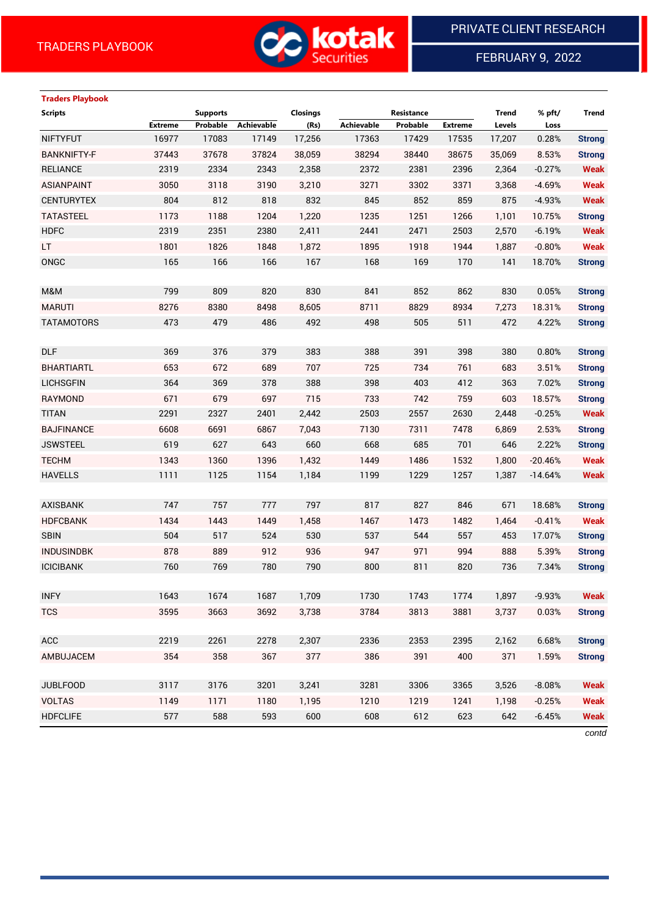# Traders Playbook

| Scripts | Supports | | | Closings | Resistance | | | Trend | % pft/ | Trend |
|---|---|---|---|---|---|---|---|---|---|---|
| | Extreme | Probable | Achievable | (Rs) | Achievable | Probable | Extreme | Levels | Loss | |
| NIFTYFUT | 16977 | 17083 | 17149 | 17,256 | 17363 | 17429 | 17535 | 17,207 | 0.28% | Strong |
| BANKNIFTY-F | 37443 | 37678 | 37824 | 38,059 | 38294 | 38440 | 38675 | 35,069 | 8.53% | Strong |
| RELIANCE | 2319 | 2334 | 2343 | 2,358 | 2372 | 2381 | 2396 | 2,364 | -0.27% | Weak |
| ASIANPAINT | 3050 | 3118 | 3190 | 3,210 | 3271 | 3302 | 3371 | 3,368 | -4.69% | Weak |
| CENTURYTEX | 804 | 812 | 818 | 832 | 845 | 852 | 859 | 875 | -4.93% | Weak |
| TATASTEEL | 1173 | 1188 | 1204 | 1,220 | 1235 | 1251 | 1266 | 1,101 | 10.75% | Strong |
| HDFC | 2319 | 2351 | 2380 | 2,411 | 2441 | 2471 | 2503 | 2,570 | -6.19% | Weak |
| LT | 1801 | 1826 | 1848 | 1,872 | 1895 | 1918 | 1944 | 1,887 | -0.80% | Weak |
| ONGC | 165 | 166 | 166 | 167 | 168 | 169 | 170 | 141 | 18.70% | Strong |
| | | | | | | | | | | |
| M&M | 799 | 809 | 820 | 830 | 841 | 852 | 862 | 830 | 0.05% | Strong |
| MARUTI | 8276 | 8380 | 8498 | 8,605 | 8711 | 8829 | 8934 | 7,273 | 18.31% | Strong |
| TATAMOTORS | 473 | 479 | 486 | 492 | 498 | 505 | 511 | 472 | 4.22% | Strong |
| | | | | | | | | | | |
| DLF | 369 | 376 | 379 | 383 | 388 | 391 | 398 | 380 | 0.80% | Strong |
| BHARTIARTL | 653 | 672 | 689 | 707 | 725 | 734 | 761 | 683 | 3.51% | Strong |
| LICHSGFIN | 364 | 369 | 378 | 388 | 398 | 403 | 412 | 363 | 7.02% | Strong |
| RAYMOND | 671 | 679 | 697 | 715 | 733 | 742 | 759 | 603 | 18.57% | Strong |
| TITAN | 2291 | 2327 | 2401 | 2,442 | 2503 | 2557 | 2630 | 2,448 | -0.25% | Weak |
| BAJFINANCE | 6608 | 6691 | 6867 | 7,043 | 7130 | 7311 | 7478 | 6,869 | 2.53% | Strong |
| JSWSTEEL | 619 | 627 | 643 | 660 | 668 | 685 | 701 | 646 | 2.22% | Strong |
| TECHM | 1343 | 1360 | 1396 | 1,432 | 1449 | 1486 | 1532 | 1,800 | -20.46% | Weak |
| HAVELLS | 1111 | 1125 | 1154 | 1,184 | 1199 | 1229 | 1257 | 1,387 | -14.64% | Weak |
| | | | | | | | | | | |
| AXISBANK | 747 | 757 | 777 | 797 | 817 | 827 | 846 | 671 | 18.68% | Strong |
| HDFCBANK | 1434 | 1443 | 1449 | 1,458 | 1467 | 1473 | 1482 | 1,464 | -0.41% | Weak |
| SBIN | 504 | 517 | 524 | 530 | 537 | 544 | 557 | 453 | 17.07% | Strong |
| INDUSINDBK | 878 | 889 | 912 | 936 | 947 | 971 | 994 | 888 | 5.39% | Strong |
| ICICIBANK | 760 | 769 | 780 | 790 | 800 | 811 | 820 | 736 | 7.34% | Strong |
| | | | | | | | | | | |
| INFY | 1643 | 1674 | 1687 | 1,709 | 1730 | 1743 | 1774 | 1,897 | -9.93% | Weak |
| TCS | 3595 | 3663 | 3692 | 3,738 | 3784 | 3813 | 3881 | 3,737 | 0.03% | Strong |
| | | | | | | | | | | |
| ACC | 2219 | 2261 | 2278 | 2,307 | 2336 | 2353 | 2395 | 2,162 | 6.68% | Strong |
| AMBUJACEM | 354 | 358 | 367 | 377 | 386 | 391 | 400 | 371 | 1.59% | Strong |
| | | | | | | | | | | |
| JUBLFOOD | 3117 | 3176 | 3201 | 3,241 | 3281 | 3306 | 3365 | 3,526 | -8.08% | Weak |
| VOLTAS | 1149 | 1171 | 1180 | 1,195 | 1210 | 1219 | 1241 | 1,198 | -0.25% | Weak |
| HDFCLIFE | 577 | 588 | 593 | 600 | 608 | 612 | 623 | 642 | -6.45% | Weak |

*contd*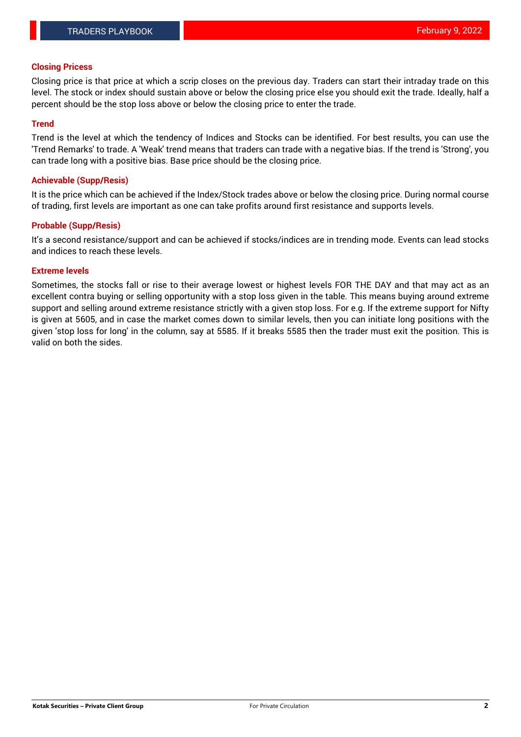### Closing Pricess

Closing price is that price at which a scrip closes on the previous day. Traders can start their intraday trade on this level. The stock or index should sustain above or below the closing price else you should exit the trade. Ideally, half a percent should be the stop loss above or below the closing price to enter the trade.

### Trend

Trend is the level at which the tendency of Indices and Stocks can be identified. For best results, you can use the 'Trend Remarks' to trade. A 'Weak' trend means that traders can trade with a negative bias. If the trend is 'Strong', you can trade long with a positive bias. Base price should be the closing price.

### Achievable (Supp/Resis)

It is the price which can be achieved if the Index/Stock trades above or below the closing price. During normal course of trading, first levels are important as one can take profits around first resistance and supports levels.

### Probable (Supp/Resis)

It's a second resistance/support and can be achieved if stocks/indices are in trending mode. Events can lead stocks and indices to reach these levels.

### Extreme levels

Sometimes, the stocks fall or rise to their average lowest or highest levels FOR THE DAY and that may act as an excellent contra buying or selling opportunity with a stop loss given in the table. This means buying around extreme support and selling around extreme resistance strictly with a given stop loss. For e.g. If the extreme support for Nifty is given at 5605, and in case the market comes down to similar levels, then you can initiate long positions with the given 'stop loss for long' in the column, say at 5585. If it breaks 5585 then the trader must exit the position. This is valid on both the sides.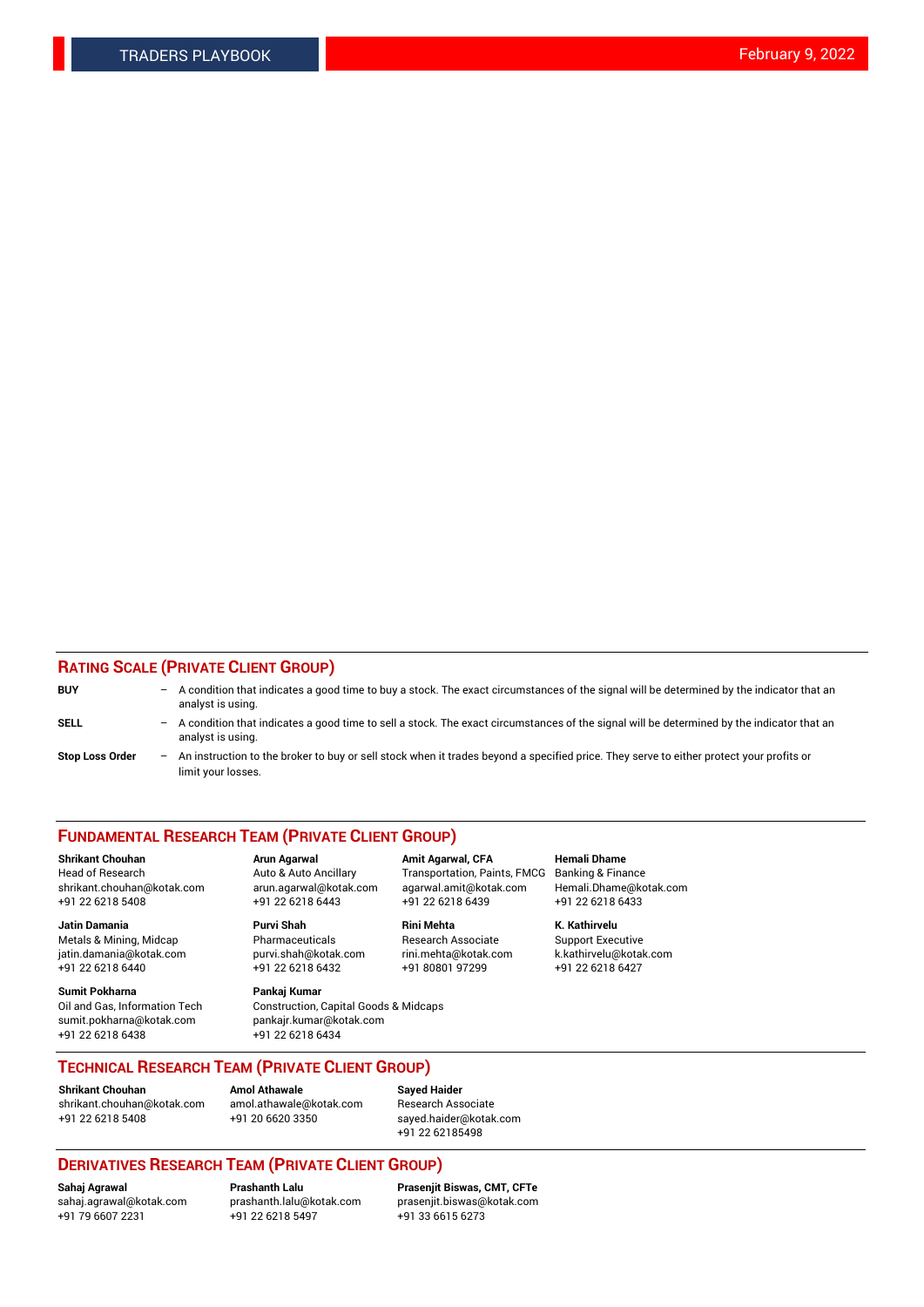## RATING SCALE (PRIVATE CLIENT GROUP)

**BUY** – A condition that indicates a good time to buy a stock. The exact circumstances of the signal will be determined by the indicator that an analyst is using.

**SELL** – A condition that indicates a good time to sell a stock. The exact circumstances of the signal will be determined by the indicator that an analyst is using.

**Stop Loss Order** – An instruction to the broker to buy or sell stock when it trades beyond a specified price. They serve to either protect your profits or limit your losses.

## FUNDAMENTAL RESEARCH TEAM (PRIVATE CLIENT GROUP)

**Shrikant Chouhan**
Head of Research
shrikant.chouhan@kotak.com
+91 22 6218 5408

**Arun Agarwal**
Auto & Auto Ancillary
arun.agarwal@kotak.com
+91 22 6218 6443

**Amit Agarwal, CFA**
Transportation, Paints, FMCG
agarwal.amit@kotak.com
+91 22 6218 6439

**Hemali Dhame**
Banking & Finance
Hemali.Dhame@kotak.com
+91 22 6218 6433

**Jatin Damania**
Metals & Mining, Midcap
jatin.damania@kotak.com
+91 22 6218 6440

**Purvi Shah**
Pharmaceuticals
purvi.shah@kotak.com
+91 22 6218 6432

**Rini Mehta**
Research Associate
rini.mehta@kotak.com
+91 80801 97299

**K. Kathirvelu**
Support Executive
k.kathirvelu@kotak.com
+91 22 6218 6427

**Sumit Pokharna**
Oil and Gas, Information Tech
sumit.pokharna@kotak.com
+91 22 6218 6438

**Pankaj Kumar**
Construction, Capital Goods & Midcaps
pankajr.kumar@kotak.com
+91 22 6218 6434

## TECHNICAL RESEARCH TEAM (PRIVATE CLIENT GROUP)

**Shrikant Chouhan**
shrikant.chouhan@kotak.com
+91 22 6218 5408

**Amol Athawale**
amol.athawale@kotak.com
+91 20 6620 3350

**Sayed Haider**
Research Associate
sayed.haider@kotak.com
+91 22 62185498

## DERIVATIVES RESEARCH TEAM (PRIVATE CLIENT GROUP)

**Sahaj Agrawal**
sahaj.agrawal@kotak.com
+91 79 6607 2231

**Prashanth Lalu**
prashanth.lalu@kotak.com
+91 22 6218 5497

**Prasenjit Biswas, CMT, CFTe**
prasenjit.biswas@kotak.com
+91 33 6615 6273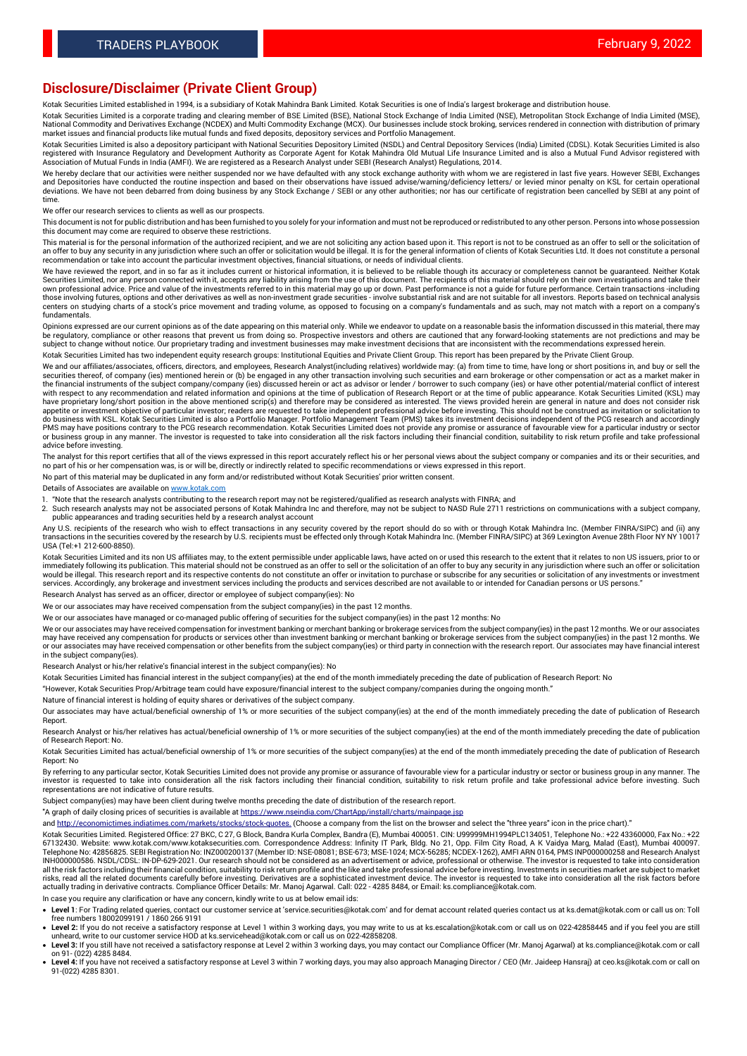## Disclosure/Disclaimer (Private Client Group)

Kotak Securities Limited established in 1994, is a subsidiary of Kotak Mahindra Bank Limited. Kotak Securities is one of India's largest brokerage and distribution house.

Kotak Securities Limited is a corporate trading and clearing member of BSE Limited (BSE), National Stock Exchange of India Limited (NSE), Metropolitan Stock Exchange of India Limited (MSE), National Commodity and Derivatives Exchange (NCDEX) and Multi Commodity Exchange (MCX). Our businesses include stock broking, services rendered in connection with distribution of primary market issues and financial products like mutual funds and fixed deposits, depository services and Portfolio Management.

Kotak Securities Limited is also a depository participant with National Securities Depository Limited (NSDL) and Central Depository Services (India) Limited (CDSL). Kotak Securities Limited is also registered with Insurance Regulatory and Development Authority as Corporate Agent for Kotak Mahindra Old Mutual Life Insurance Limited and is also a Mutual Fund Advisor registered with Association of Mutual Funds in India (AMFI). We are registered as a Research Analyst under SEBI (Research Analyst) Regulations, 2014.

We hereby declare that our activities were neither suspended nor we have defaulted with any stock exchange authority with whom we are registered in last five years. However SEBI, Exchanges and Depositories have conducted the routine inspection and based on their observations have issued advise/warning/deficiency letters/ or levied minor penalty on KSL for certain operational deviations. We have not been debarred from doing business by any Stock Exchange / SEBI or any other authorities; nor has our certificate of registration been cancelled by SEBI at any point of time.

We offer our research services to clients as well as our prospects.

This document is not for public distribution and has been furnished to you solely for your information and must not be reproduced or redistributed to any other person. Persons into whose possession this document may come are required to observe these restrictions.

This material is for the personal information of the authorized recipient, and we are not soliciting any action based upon it. This report is not to be construed as an offer to sell or the solicitation of an offer to buy any security in any jurisdiction where such an offer or solicitation would be illegal. It is for the general information of clients of Kotak Securities Ltd. It does not constitute a personal recommendation or take into account the particular investment objectives, financial situations, or needs of individual clients.

We have reviewed the report, and in so far as it includes current or historical information, it is believed to be reliable though its accuracy or completeness cannot be guaranteed. Neither Kotak Securities Limited, nor any person connected with it, accepts any liability arising from the use of this document. The recipients of this material should rely on their own investigations and take their own professional advice. Price and value of the investments referred to in this material may go up or down. Past performance is not a guide for future performance. Certain transactions -including those involving futures, options and other derivatives as well as non-investment grade securities - involve substantial risk and are not suitable for all investors. Reports based on technical analysis centers on studying charts of a stock's price movement and trading volume, as opposed to focusing on a company's fundamentals and as such, may not match with a report on a company's fundamentals.

Opinions expressed are our current opinions as of the date appearing on this material only. While we endeavor to update on a reasonable basis the information discussed in this material, there may be regulatory, compliance or other reasons that prevent us from doing so. Prospective investors and others are cautioned that any forward-looking statements are not predictions and may be subject to change without notice. Our proprietary trading and investment businesses may make investment decisions that are inconsistent with the recommendations expressed herein.

Kotak Securities Limited has two independent equity research groups: Institutional Equities and Private Client Group. This report has been prepared by the Private Client Group.

We and our affiliates/associates, officers, directors, and employees, Research Analyst(including relatives) worldwide may: (a) from time to time, have long or short positions in, and buy or sell the securities thereof, of company (ies) mentioned herein or (b) be engaged in any other transaction involving such securities and earn brokerage or other compensation or act as a market maker in the financial instruments of the subject company/company (ies) discussed herein or act as advisor or lender / borrower to such company (ies) or have other potential/material conflict of interest with respect to any recommendation and related information and opinions at the time of publication of Research Report or at the time of public appearance. Kotak Securities Limited (KSL) may have proprietary long/short position in the above mentioned scrip(s) and therefore may be considered as interested. The views provided herein are general in nature and does not consider risk appetite or investment objective of particular investor; readers are requested to take independent professional advice before investing. This should not be construed as invitation or solicitation to do business with KSL. Kotak Securities Limited is also a Portfolio Manager. Portfolio Management Team (PMS) takes its investment decisions independent of the PCG research and accordingly PMS may have positions contrary to the PCG research recommendation. Kotak Securities Limited does not provide any promise or assurance of favourable view for a particular industry or sector or business group in any manner. The investor is requested to take into consideration all the risk factors including their financial condition, suitability to risk return profile and take professional advice before investing.

The analyst for this report certifies that all of the views expressed in this report accurately reflect his or her personal views about the subject company or companies and its or their securities, and no part of his or her compensation was, is or will be, directly or indirectly related to specific recommendations or views expressed in this report.

No part of this material may be duplicated in any form and/or redistributed without Kotak Securities' prior written consent.

Details of Associates are available on www.kotak.com

1. "Note that the research analysts contributing to the research report may not be registered/qualified as research analysts with FINRA; and
2. Such research analysts may not be associated persons of Kotak Mahindra Inc and therefore, may not be subject to NASD Rule 2711 restrictions on communications with a subject company, public appearances and trading securities held by a research analyst account

Any U.S. recipients of the research who wish to effect transactions in any security covered by the report should do so with or through Kotak Mahindra Inc. (Member FINRA/SIPC) and (ii) any transactions in the securities covered by the research by U.S. recipients must be effected only through Kotak Mahindra Inc. (Member FINRA/SIPC) at 369 Lexington Avenue 28th Floor NY NY 10017 USA (Tel:+1 212-600-8850).

Kotak Securities Limited and its non US affiliates may, to the extent permissible under applicable laws, have acted on or used this research to the extent that it relates to non US issuers, prior to or immediately following its publication. This material should not be construed as an offer to sell or the solicitation of an offer to buy any security in any jurisdiction where such an offer or solicitation would be illegal. This research report and its respective contents do not constitute an offer or invitation to purchase or subscribe for any securities or solicitation of any investments or investment services. Accordingly, any brokerage and investment services including the products and services described are not available to or intended for Canadian persons or US persons."

Research Analyst has served as an officer, director or employee of subject company(ies): No

We or our associates may have received compensation from the subject company(ies) in the past 12 months.

We or our associates have managed or co-managed public offering of securities for the subject company(ies) in the past 12 months: No

We or our associates may have received compensation for investment banking or merchant banking or brokerage services from the subject company(ies) in the past 12 months. We or our associates may have received any compensation for products or services other than investment banking or merchant banking or brokerage services from the subject company(ies) in the past 12 months. We or our associates may have received compensation or other benefits from the subject company(ies) or third party in connection with the research report. Our associates may have financial interest in the subject company(ies).

Research Analyst or his/her relative's financial interest in the subject company(ies): No

Kotak Securities Limited has financial interest in the subject company(ies) at the end of the month immediately preceding the date of publication of Research Report: No

"However, Kotak Securities Prop/Arbitrage team could have exposure/financial interest to the subject company/companies during the ongoing month."

Nature of financial interest is holding of equity shares or derivatives of the subject company.

Our associates may have actual/beneficial ownership of 1% or more securities of the subject company(ies) at the end of the month immediately preceding the date of publication of Research Report.

Research Analyst or his/her relatives has actual/beneficial ownership of 1% or more securities of the subject company(ies) at the end of the month immediately preceding the date of publication of Research Report: No.

Kotak Securities Limited has actual/beneficial ownership of 1% or more securities of the subject company(ies) at the end of the month immediately preceding the date of publication of Research Report: No

By referring to any particular sector, Kotak Securities Limited does not provide any promise or assurance of favourable view for a particular industry or sector or business group in any manner. The investor is requested to take into consideration all the risk factors including their financial condition, suitability to risk return profile and take professional advice before investing. Such representations are not indicative of future results.

Subject company(ies) may have been client during twelve months preceding the date of distribution of the research report.

"A graph of daily closing prices of securities is available at https://www.nseindia.com/ChartApp/install/charts/mainpage.jsp

and http://economictimes.indiatimes.com/markets/stocks/stock-quotes. (Choose a company from the list on the browser and select the "three years" icon in the price chart)."

Kotak Securities Limited. Registered Office: 27 BKC, C 27, G Block, Bandra Kurla Complex, Bandra (E), Mumbai 400051. CIN: U99999MH1994PLC134051, Telephone No.: +22 43360000, Fax No.: +22 67132430. Website: www.kotak.com/www.kotaksecurities.com. Correspondence Address: Infinity IT Park, Bldg. No 21, Opp. Film City Road, A K Vaidya Marg, Malad (East), Mumbai 400097. Telephone No: 42856825. SEBI Registration No: INZ000200137 (Member ID: NSE-08081; BSE-673; MSE-1024; MCX-56285; NCDEX-1262), AMFI ARN 0164, PMS INP000000258 and Research Analyst INH000000586. NSDL/CDSL: IN-DP-629-2021. Our research should not be considered as an advertisement or advice, professional or otherwise. The investor is requested to take into consideration all the risk factors including their financial condition, suitability to risk return profile and the like and take professional advice before investing. Investments in securities market are subject to market risks, read all the related documents carefully before investing. Derivatives are a sophisticated investment device. The investor is requested to take into consideration all the risk factors before actually trading in derivative contracts. Compliance Officer Details: Mr. Manoj Agarwal. Call: 022 - 4285 8484, or Email: ks.compliance@kotak.com.

In case you require any clarification or have any concern, kindly write to us at below email ids:

- **Level 1**: For Trading related queries, contact our customer service at 'service.securities@kotak.com' and for demat account related queries contact us at ks.demat@kotak.com or call us on: Toll free numbers 18002099191 / 1860 266 9191
- **Level 2:** If you do not receive a satisfactory response at Level 1 within 3 working days, you may write to us at ks.escalation@kotak.com or call us on 022-42858445 and if you feel you are still unheard, write to our customer service HOD at ks.servicehead@kotak.com or call us on 022-42858208.
- **Level 3:** If you still have not received a satisfactory response at Level 2 within 3 working days, you may contact our Compliance Officer (Mr. Manoj Agarwal) at ks.compliance@kotak.com or call on 91- (022) 4285 8484.
- **Level 4:** If you have not received a satisfactory response at Level 3 within 7 working days, you may also approach Managing Director / CEO (Mr. Jaideep Hansraj) at ceo.ks@kotak.com or call on 91-(022) 4285 8301.